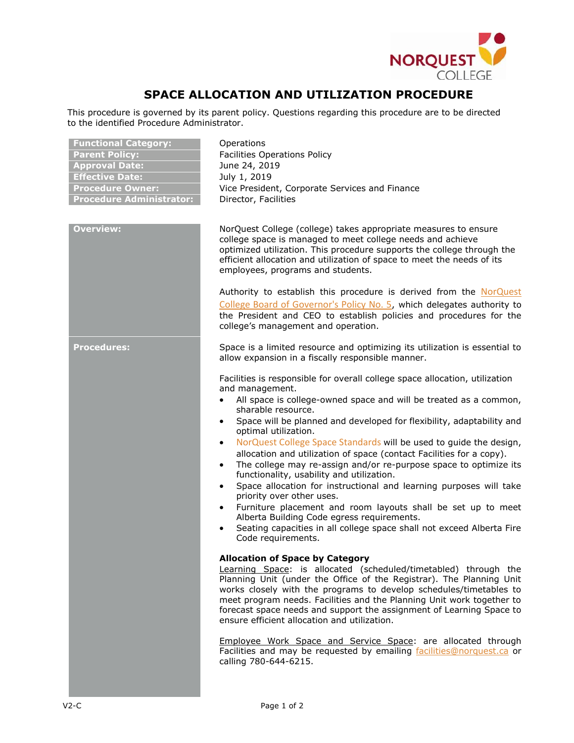# SPACE ALLOCATION AND UTILIZATION PROCEDURE

This procedure is governed by its parent policy. Questions regarding this procedure are to be directed to the identified Procedure Administrator.

| | |
|---|---|
| **Functional Category:** | Operations |
| **Parent Policy:** | Facilities Operations Policy |
| **Approval Date:** | June 24, 2019 |
| **Effective Date:** | July 1, 2019 |
| **Procedure Owner:** | Vice President, Corporate Services and Finance |
| **Procedure Administrator:** | Director, Facilities |

## Overview:

NorQuest College (college) takes appropriate measures to ensure college space is managed to meet college needs and achieve optimized utilization. This procedure supports the college through the efficient allocation and utilization of space to meet the needs of its employees, programs and students.

Authority to establish this procedure is derived from the NorQuest College Board of Governor's Policy No. 5, which delegates authority to the President and CEO to establish policies and procedures for the college's management and operation.

## Procedures:

Space is a limited resource and optimizing its utilization is essential to allow expansion in a fiscally responsible manner.

Facilities is responsible for overall college space allocation, utilization and management.

- All space is college-owned space and will be treated as a common, sharable resource.
- Space will be planned and developed for flexibility, adaptability and optimal utilization.
- NorQuest College Space Standards will be used to guide the design, allocation and utilization of space (contact Facilities for a copy).
- The college may re-assign and/or re-purpose space to optimize its functionality, usability and utilization.
- Space allocation for instructional and learning purposes will take priority over other uses.
- Furniture placement and room layouts shall be set up to meet Alberta Building Code egress requirements.
- Seating capacities in all college space shall not exceed Alberta Fire Code requirements.

**Allocation of Space by Category**

Learning Space: is allocated (scheduled/timetabled) through the Planning Unit (under the Office of the Registrar). The Planning Unit works closely with the programs to develop schedules/timetables to meet program needs. Facilities and the Planning Unit work together to forecast space needs and support the assignment of Learning Space to ensure efficient allocation and utilization.

Employee Work Space and Service Space: are allocated through Facilities and may be requested by emailing facilities@norquest.ca or calling 780-644-6215.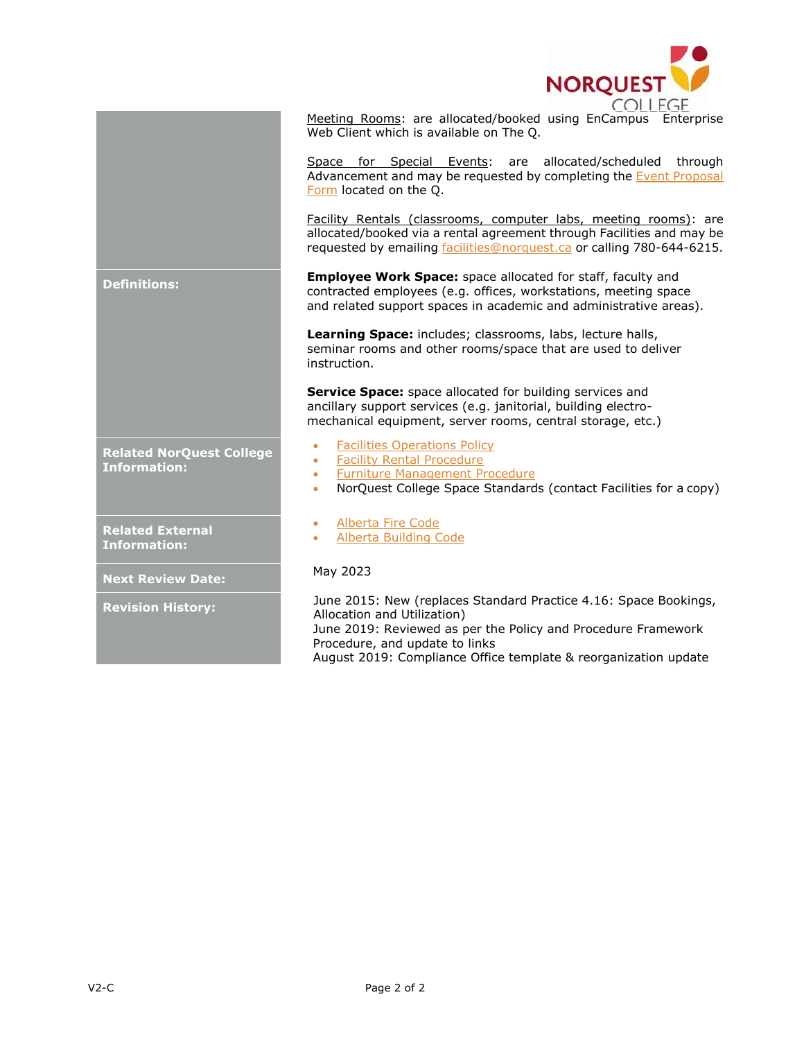| | |
|---|---|
| | Meeting Rooms: are allocated/booked using EnCampus Enterprise Web Client which is available on The Q.<br><br>Space for Special Events: are allocated/scheduled through Advancement and may be requested by completing the Event Proposal Form located on the Q.<br><br>Facility Rentals (classrooms, computer labs, meeting rooms): are allocated/booked via a rental agreement through Facilities and may be requested by emailing facilities@norquest.ca or calling 780-644-6215. |
| **Definitions:** | **Employee Work Space:** space allocated for staff, faculty and contracted employees (e.g. offices, workstations, meeting space and related support spaces in academic and administrative areas).<br><br>**Learning Space:** includes; classrooms, labs, lecture halls, seminar rooms and other rooms/space that are used to deliver instruction.<br><br>**Service Space:** space allocated for building services and ancillary support services (e.g. janitorial, building electro-mechanical equipment, server rooms, central storage, etc.) |
| **Related NorQuest College Information:** | • Facilities Operations Policy<br>• Facility Rental Procedure<br>• Furniture Management Procedure<br>• NorQuest College Space Standards (contact Facilities for a copy) |
| **Related External Information:** | • Alberta Fire Code<br>• Alberta Building Code |
| **Next Review Date:** | May 2023 |
| **Revision History:** | June 2015: New (replaces Standard Practice 4.16: Space Bookings, Allocation and Utilization)<br>June 2019: Reviewed as per the Policy and Procedure Framework Procedure, and update to links<br>August 2019: Compliance Office template & reorganization update |

V2-C